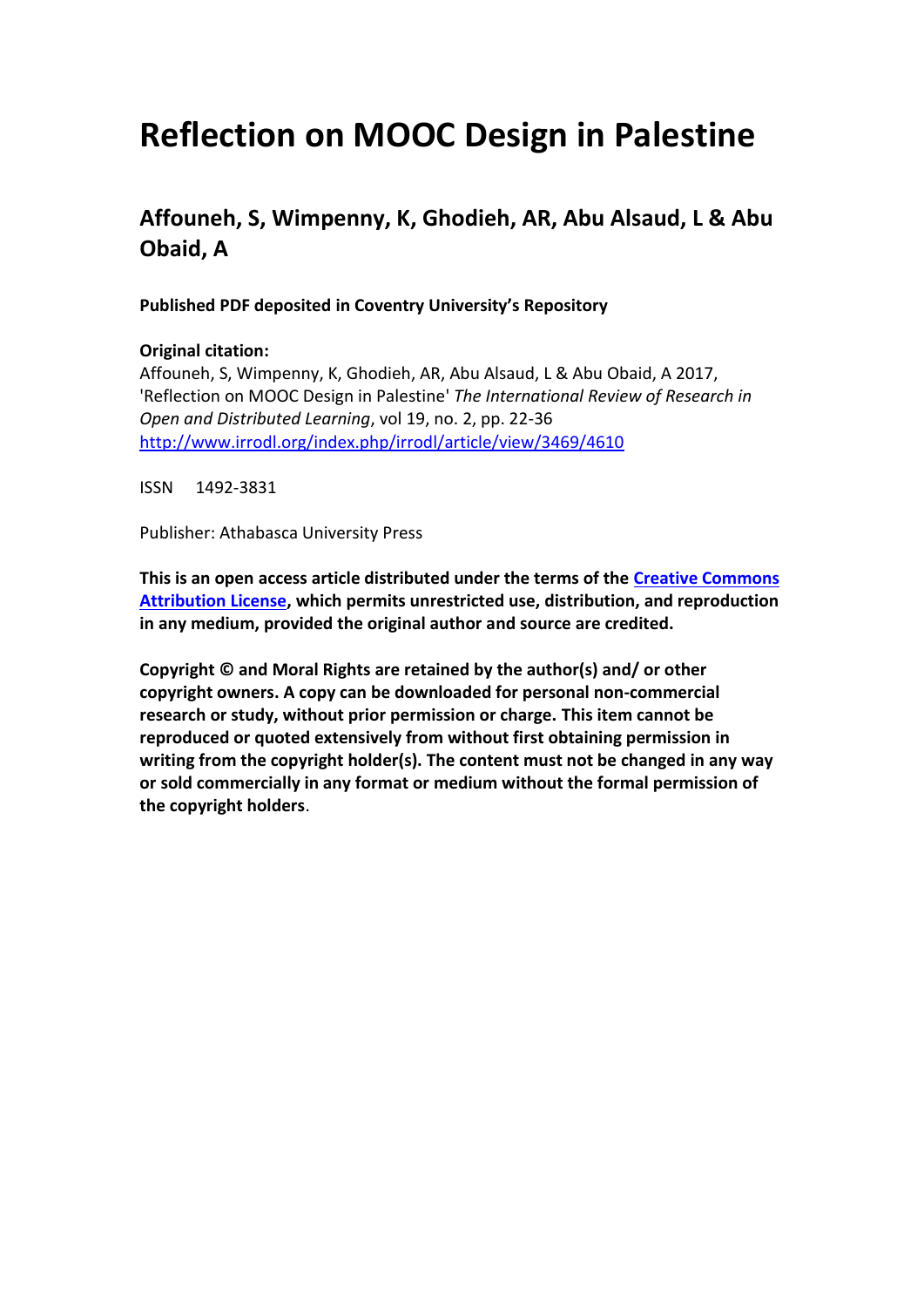# Reflection on MOOC Design in Palestine

## Affouneh, S, Wimpenny, K, Ghodieh, AR, Abu Alsaud, L & Abu Obaid, A

**Published PDF deposited in Coventry University's Repository**

**Original citation:**
Affouneh, S, Wimpenny, K, Ghodieh, AR, Abu Alsaud, L & Abu Obaid, A 2017, 'Reflection on MOOC Design in Palestine' *The International Review of Research in Open and Distributed Learning*, vol 19, no. 2, pp. 22-36
[http://www.irrodl.org/index.php/irrodl/article/view/3469/4610](http://www.irrodl.org/index.php/irrodl/article/view/3469/4610)

ISSN 1492-3831

Publisher: Athabasca University Press

**This is an open access article distributed under the terms of the [Creative Commons Attribution License](), which permits unrestricted use, distribution, and reproduction in any medium, provided the original author and source are credited.**

**Copyright © and Moral Rights are retained by the author(s) and/ or other copyright owners. A copy can be downloaded for personal non-commercial research or study, without prior permission or charge. This item cannot be reproduced or quoted extensively from without first obtaining permission in writing from the copyright holder(s). The content must not be changed in any way or sold commercially in any format or medium without the formal permission of the copyright holders**.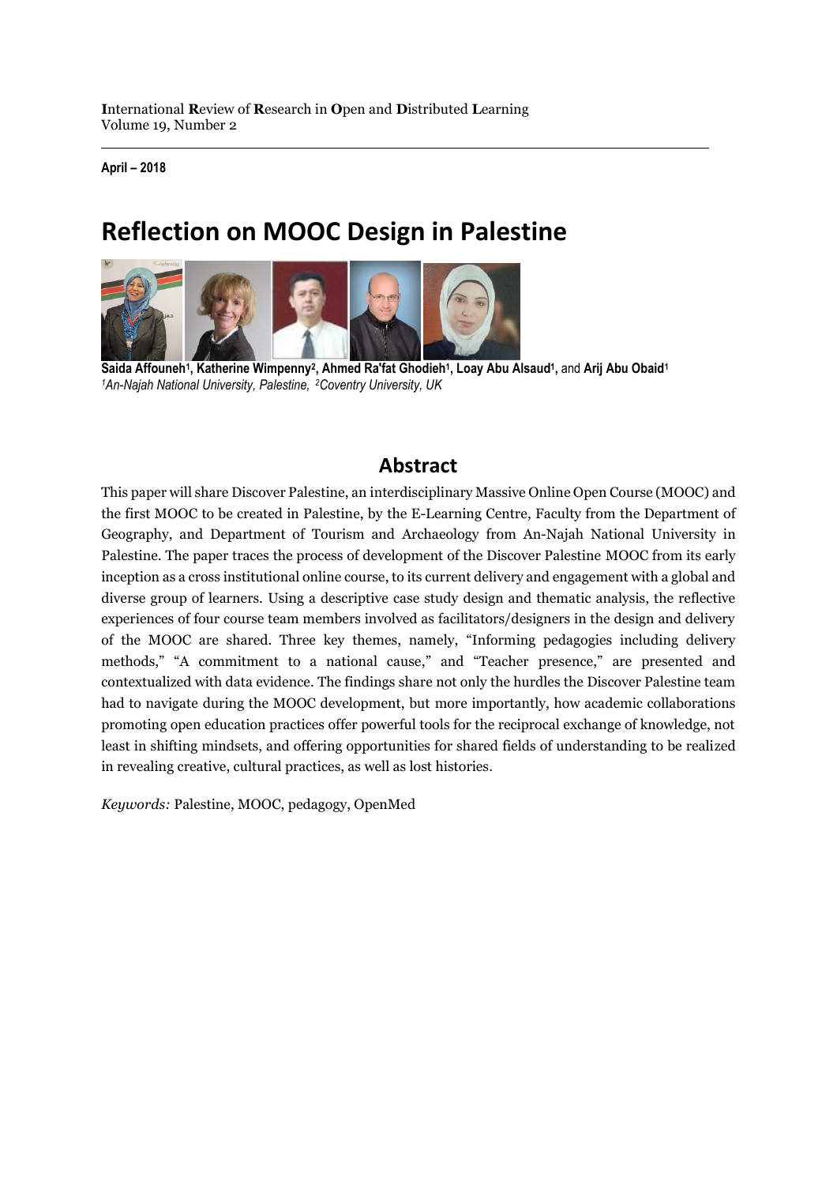**I**nternational **R**eview of **R**esearch in **O**pen and **D**istributed **L**earning
Volume 19, Number 2

**April – 2018**

# Reflection on MOOC Design in Palestine

**Saida Affouneh**[1], **Katherine Wimpenny**[2], **Ahmed Ra'fat Ghodieh**[1], **Loay Abu Alsaud**[1], and **Arij Abu Obaid**[1]
*[1]An-Najah National University, Palestine, [2]Coventry University, UK*

## Abstract

This paper will share Discover Palestine, an interdisciplinary Massive Online Open Course (MOOC) and the first MOOC to be created in Palestine, by the E-Learning Centre, Faculty from the Department of Geography, and Department of Tourism and Archaeology from An-Najah National University in Palestine. The paper traces the process of development of the Discover Palestine MOOC from its early inception as a cross institutional online course, to its current delivery and engagement with a global and diverse group of learners. Using a descriptive case study design and thematic analysis, the reflective experiences of four course team members involved as facilitators/designers in the design and delivery of the MOOC are shared. Three key themes, namely, "Informing pedagogies including delivery methods," "A commitment to a national cause," and "Teacher presence," are presented and contextualized with data evidence. The findings share not only the hurdles the Discover Palestine team had to navigate during the MOOC development, but more importantly, how academic collaborations promoting open education practices offer powerful tools for the reciprocal exchange of knowledge, not least in shifting mindsets, and offering opportunities for shared fields of understanding to be realized in revealing creative, cultural practices, as well as lost histories.

*Keywords:* Palestine, MOOC, pedagogy, OpenMed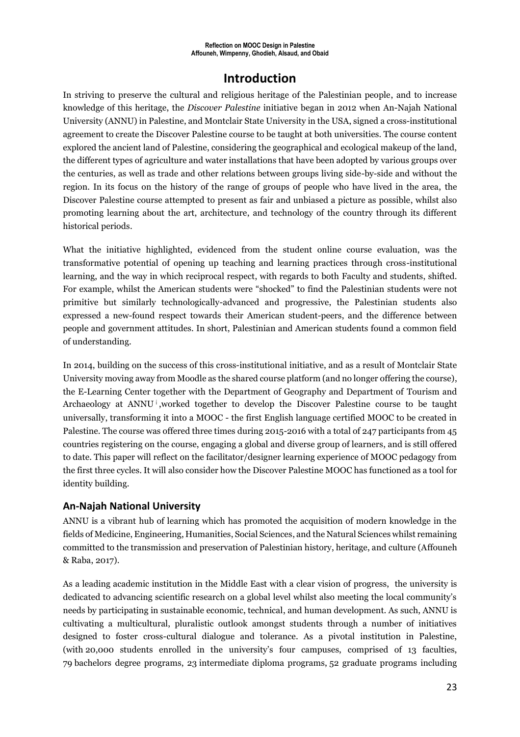# Introduction

In striving to preserve the cultural and religious heritage of the Palestinian people, and to increase knowledge of this heritage, the *Discover Palestine* initiative began in 2012 when An-Najah National University (ANNU) in Palestine, and Montclair State University in the USA, signed a cross-institutional agreement to create the Discover Palestine course to be taught at both universities. The course content explored the ancient land of Palestine, considering the geographical and ecological makeup of the land, the different types of agriculture and water installations that have been adopted by various groups over the centuries, as well as trade and other relations between groups living side-by-side and without the region. In its focus on the history of the range of groups of people who have lived in the area, the Discover Palestine course attempted to present as fair and unbiased a picture as possible, whilst also promoting learning about the art, architecture, and technology of the country through its different historical periods.

What the initiative highlighted, evidenced from the student online course evaluation, was the transformative potential of opening up teaching and learning practices through cross-institutional learning, and the way in which reciprocal respect, with regards to both Faculty and students, shifted. For example, whilst the American students were "shocked" to find the Palestinian students were not primitive but similarly technologically-advanced and progressive, the Palestinian students also expressed a new-found respect towards their American student-peers, and the difference between people and government attitudes. In short, Palestinian and American students found a common field of understanding.

In 2014, building on the success of this cross-institutional initiative, and as a result of Montclair State University moving away from Moodle as the shared course platform (and no longer offering the course), the E-Learning Center together with the Department of Geography and Department of Tourism and Archaeology at ANNU[i],worked together to develop the Discover Palestine course to be taught universally, transforming it into a MOOC - the first English language certified MOOC to be created in Palestine. The course was offered three times during 2015-2016 with a total of 247 participants from 45 countries registering on the course, engaging a global and diverse group of learners, and is still offered to date. This paper will reflect on the facilitator/designer learning experience of MOOC pedagogy from the first three cycles. It will also consider how the Discover Palestine MOOC has functioned as a tool for identity building.

## An-Najah National University

ANNU is a vibrant hub of learning which has promoted the acquisition of modern knowledge in the fields of Medicine, Engineering, Humanities, Social Sciences, and the Natural Sciences whilst remaining committed to the transmission and preservation of Palestinian history, heritage, and culture (Affouneh & Raba, 2017).

As a leading academic institution in the Middle East with a clear vision of progress, the university is dedicated to advancing scientific research on a global level whilst also meeting the local community's needs by participating in sustainable economic, technical, and human development. As such, ANNU is cultivating a multicultural, pluralistic outlook amongst students through a number of initiatives designed to foster cross-cultural dialogue and tolerance. As a pivotal institution in Palestine, (with 20,000 students enrolled in the university's four campuses, comprised of 13 faculties, 79 bachelors degree programs, 23 intermediate diploma programs, 52 graduate programs including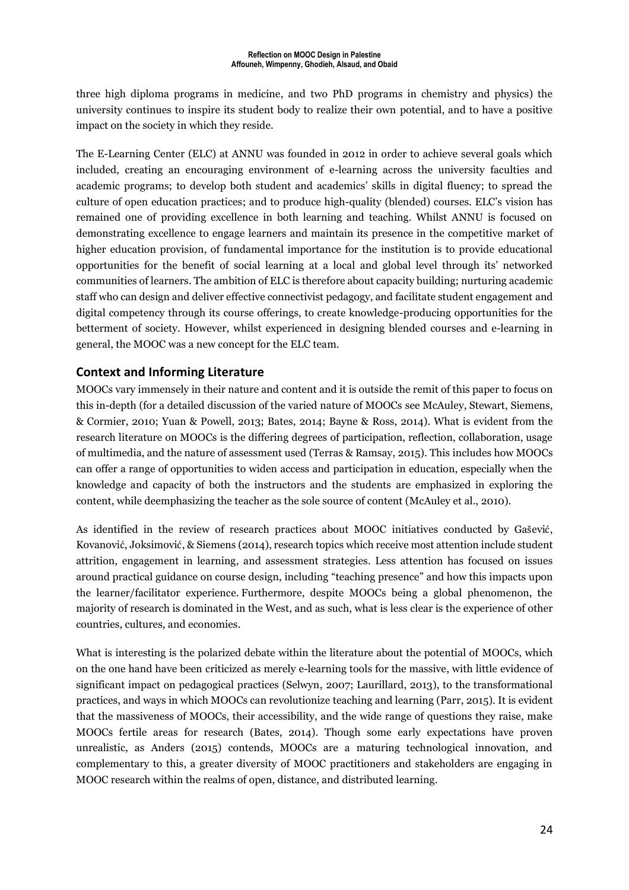three high diploma programs in medicine, and two PhD programs in chemistry and physics) the university continues to inspire its student body to realize their own potential, and to have a positive impact on the society in which they reside.

The E-Learning Center (ELC) at ANNU was founded in 2012 in order to achieve several goals which included, creating an encouraging environment of e-learning across the university faculties and academic programs; to develop both student and academics' skills in digital fluency; to spread the culture of open education practices; and to produce high-quality (blended) courses. ELC's vision has remained one of providing excellence in both learning and teaching. Whilst ANNU is focused on demonstrating excellence to engage learners and maintain its presence in the competitive market of higher education provision, of fundamental importance for the institution is to provide educational opportunities for the benefit of social learning at a local and global level through its' networked communities of learners. The ambition of ELC is therefore about capacity building; nurturing academic staff who can design and deliver effective connectivist pedagogy, and facilitate student engagement and digital competency through its course offerings, to create knowledge-producing opportunities for the betterment of society. However, whilst experienced in designing blended courses and e-learning in general, the MOOC was a new concept for the ELC team.

## Context and Informing Literature

MOOCs vary immensely in their nature and content and it is outside the remit of this paper to focus on this in-depth (for a detailed discussion of the varied nature of MOOCs see McAuley, Stewart, Siemens, & Cormier, 2010; Yuan & Powell, 2013; Bates, 2014; Bayne & Ross, 2014). What is evident from the research literature on MOOCs is the differing degrees of participation, reflection, collaboration, usage of multimedia, and the nature of assessment used (Terras & Ramsay, 2015). This includes how MOOCs can offer a range of opportunities to widen access and participation in education, especially when the knowledge and capacity of both the instructors and the students are emphasized in exploring the content, while deemphasizing the teacher as the sole source of content (McAuley et al., 2010).

As identified in the review of research practices about MOOC initiatives conducted by Gašević, Kovanović, Joksimović, & Siemens (2014), research topics which receive most attention include student attrition, engagement in learning, and assessment strategies. Less attention has focused on issues around practical guidance on course design, including "teaching presence" and how this impacts upon the learner/facilitator experience. Furthermore, despite MOOCs being a global phenomenon, the majority of research is dominated in the West, and as such, what is less clear is the experience of other countries, cultures, and economies.

What is interesting is the polarized debate within the literature about the potential of MOOCs, which on the one hand have been criticized as merely e-learning tools for the massive, with little evidence of significant impact on pedagogical practices (Selwyn, 2007; Laurillard, 2013), to the transformational practices, and ways in which MOOCs can revolutionize teaching and learning (Parr, 2015). It is evident that the massiveness of MOOCs, their accessibility, and the wide range of questions they raise, make MOOCs fertile areas for research (Bates, 2014). Though some early expectations have proven unrealistic, as Anders (2015) contends, MOOCs are a maturing technological innovation, and complementary to this, a greater diversity of MOOC practitioners and stakeholders are engaging in MOOC research within the realms of open, distance, and distributed learning.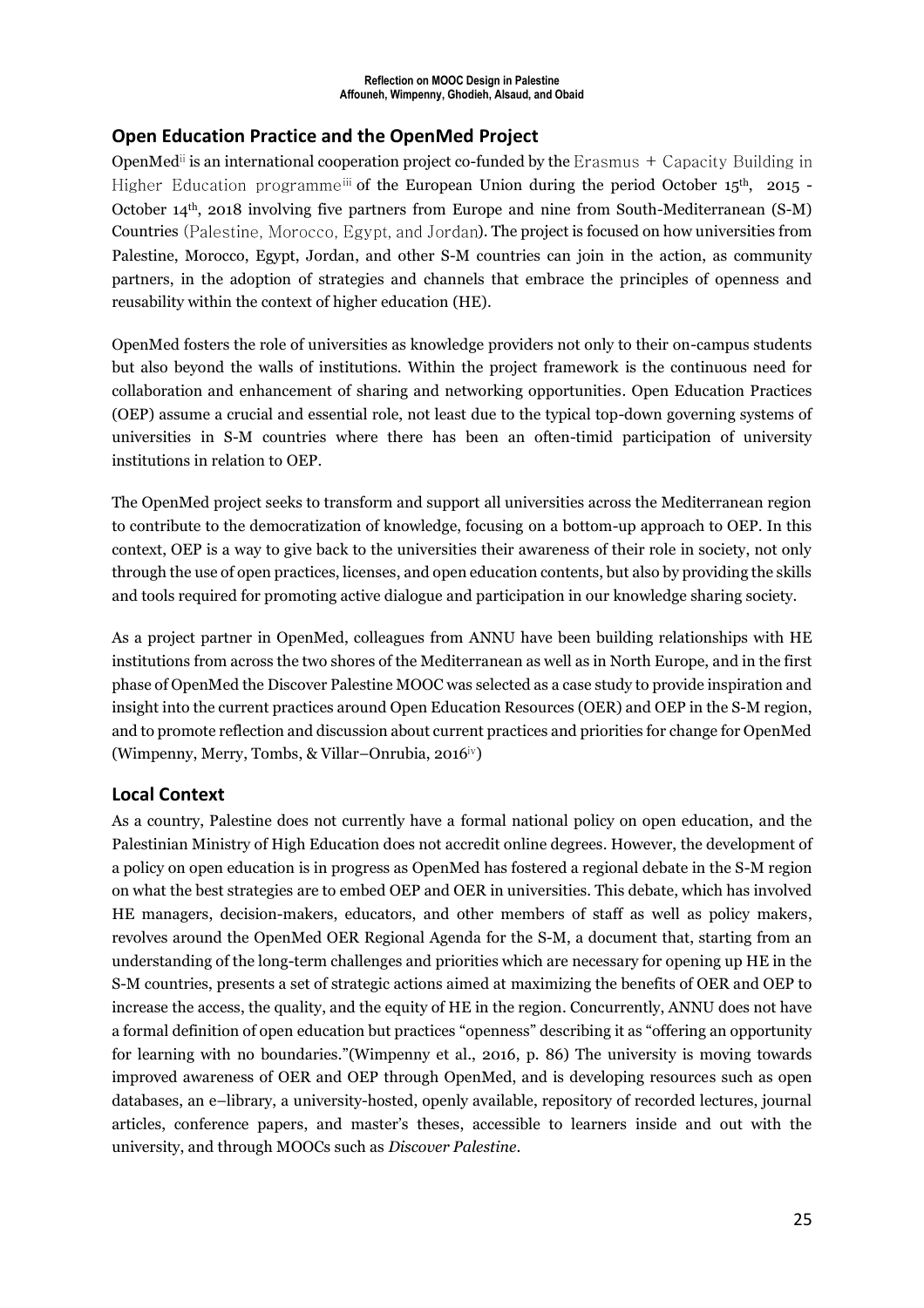## Open Education Practice and the OpenMed Project

OpenMed[ii] is an international cooperation project co-funded by the Erasmus + Capacity Building in Higher Education programme[iii] of the European Union during the period October 15th, 2015 - October 14th, 2018 involving five partners from Europe and nine from South-Mediterranean (S-M) Countries (Palestine, Morocco, Egypt, and Jordan). The project is focused on how universities from Palestine, Morocco, Egypt, Jordan, and other S-M countries can join in the action, as community partners, in the adoption of strategies and channels that embrace the principles of openness and reusability within the context of higher education (HE).

OpenMed fosters the role of universities as knowledge providers not only to their on-campus students but also beyond the walls of institutions. Within the project framework is the continuous need for collaboration and enhancement of sharing and networking opportunities. Open Education Practices (OEP) assume a crucial and essential role, not least due to the typical top-down governing systems of universities in S-M countries where there has been an often-timid participation of university institutions in relation to OEP.

The OpenMed project seeks to transform and support all universities across the Mediterranean region to contribute to the democratization of knowledge, focusing on a bottom-up approach to OEP. In this context, OEP is a way to give back to the universities their awareness of their role in society, not only through the use of open practices, licenses, and open education contents, but also by providing the skills and tools required for promoting active dialogue and participation in our knowledge sharing society.

As a project partner in OpenMed, colleagues from ANNU have been building relationships with HE institutions from across the two shores of the Mediterranean as well as in North Europe, and in the first phase of OpenMed the Discover Palestine MOOC was selected as a case study to provide inspiration and insight into the current practices around Open Education Resources (OER) and OEP in the S-M region, and to promote reflection and discussion about current practices and priorities for change for OpenMed (Wimpenny, Merry, Tombs, & Villar–Onrubia, 2016[iv])

## Local Context

As a country, Palestine does not currently have a formal national policy on open education, and the Palestinian Ministry of High Education does not accredit online degrees. However, the development of a policy on open education is in progress as OpenMed has fostered a regional debate in the S-M region on what the best strategies are to embed OEP and OER in universities. This debate, which has involved HE managers, decision-makers, educators, and other members of staff as well as policy makers, revolves around the OpenMed OER Regional Agenda for the S-M, a document that, starting from an understanding of the long-term challenges and priorities which are necessary for opening up HE in the S-M countries, presents a set of strategic actions aimed at maximizing the benefits of OER and OEP to increase the access, the quality, and the equity of HE in the region. Concurrently, ANNU does not have a formal definition of open education but practices "openness" describing it as "offering an opportunity for learning with no boundaries."(Wimpenny et al., 2016, p. 86) The university is moving towards improved awareness of OER and OEP through OpenMed, and is developing resources such as open databases, an e–library, a university-hosted, openly available, repository of recorded lectures, journal articles, conference papers, and master's theses, accessible to learners inside and out with the university, and through MOOCs such as *Discover Palestine*.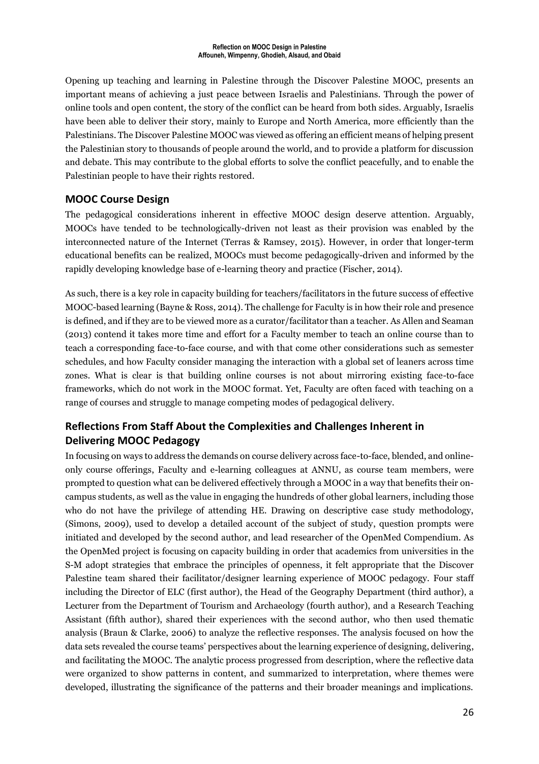Opening up teaching and learning in Palestine through the Discover Palestine MOOC, presents an important means of achieving a just peace between Israelis and Palestinians. Through the power of online tools and open content, the story of the conflict can be heard from both sides. Arguably, Israelis have been able to deliver their story, mainly to Europe and North America, more efficiently than the Palestinians. The Discover Palestine MOOC was viewed as offering an efficient means of helping present the Palestinian story to thousands of people around the world, and to provide a platform for discussion and debate. This may contribute to the global efforts to solve the conflict peacefully, and to enable the Palestinian people to have their rights restored.

## MOOC Course Design

The pedagogical considerations inherent in effective MOOC design deserve attention. Arguably, MOOCs have tended to be technologically-driven not least as their provision was enabled by the interconnected nature of the Internet (Terras & Ramsey, 2015). However, in order that longer-term educational benefits can be realized, MOOCs must become pedagogically-driven and informed by the rapidly developing knowledge base of e-learning theory and practice (Fischer, 2014).

As such, there is a key role in capacity building for teachers/facilitators in the future success of effective MOOC-based learning (Bayne & Ross, 2014). The challenge for Faculty is in how their role and presence is defined, and if they are to be viewed more as a curator/facilitator than a teacher. As Allen and Seaman (2013) contend it takes more time and effort for a Faculty member to teach an online course than to teach a corresponding face-to-face course, and with that come other considerations such as semester schedules, and how Faculty consider managing the interaction with a global set of leaners across time zones. What is clear is that building online courses is not about mirroring existing face-to-face frameworks, which do not work in the MOOC format. Yet, Faculty are often faced with teaching on a range of courses and struggle to manage competing modes of pedagogical delivery.

## Reflections From Staff About the Complexities and Challenges Inherent in Delivering MOOC Pedagogy

In focusing on ways to address the demands on course delivery across face-to-face, blended, and online-only course offerings, Faculty and e-learning colleagues at ANNU, as course team members, were prompted to question what can be delivered effectively through a MOOC in a way that benefits their on-campus students, as well as the value in engaging the hundreds of other global learners, including those who do not have the privilege of attending HE. Drawing on descriptive case study methodology, (Simons, 2009), used to develop a detailed account of the subject of study, question prompts were initiated and developed by the second author, and lead researcher of the OpenMed Compendium. As the OpenMed project is focusing on capacity building in order that academics from universities in the S-M adopt strategies that embrace the principles of openness, it felt appropriate that the Discover Palestine team shared their facilitator/designer learning experience of MOOC pedagogy. Four staff including the Director of ELC (first author), the Head of the Geography Department (third author), a Lecturer from the Department of Tourism and Archaeology (fourth author), and a Research Teaching Assistant (fifth author), shared their experiences with the second author, who then used thematic analysis (Braun & Clarke, 2006) to analyze the reflective responses. The analysis focused on how the data sets revealed the course teams' perspectives about the learning experience of designing, delivering, and facilitating the MOOC. The analytic process progressed from description, where the reflective data were organized to show patterns in content, and summarized to interpretation, where themes were developed, illustrating the significance of the patterns and their broader meanings and implications.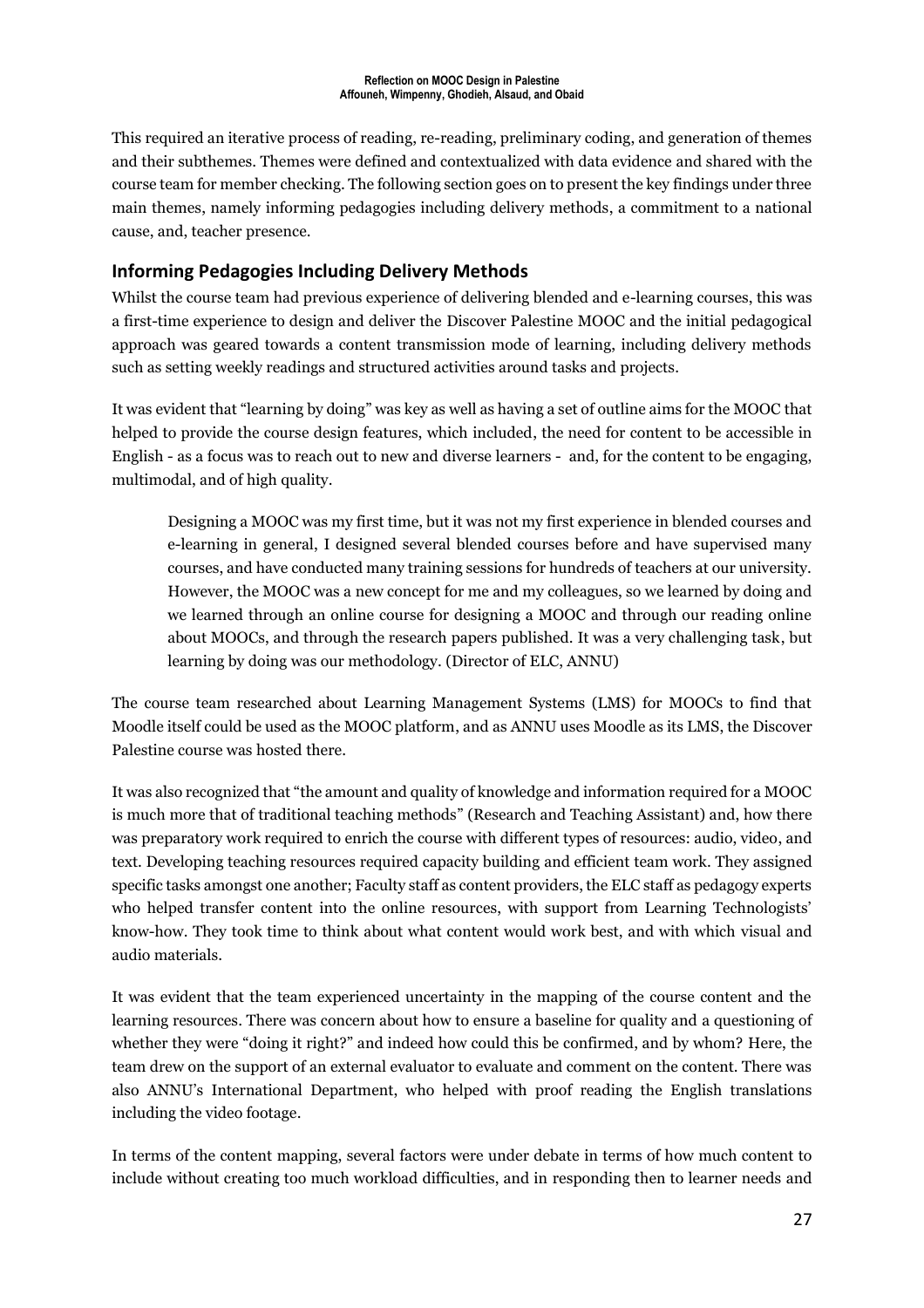This required an iterative process of reading, re-reading, preliminary coding, and generation of themes and their subthemes. Themes were defined and contextualized with data evidence and shared with the course team for member checking. The following section goes on to present the key findings under three main themes, namely informing pedagogies including delivery methods, a commitment to a national cause, and, teacher presence.

## Informing Pedagogies Including Delivery Methods

Whilst the course team had previous experience of delivering blended and e-learning courses, this was a first-time experience to design and deliver the Discover Palestine MOOC and the initial pedagogical approach was geared towards a content transmission mode of learning, including delivery methods such as setting weekly readings and structured activities around tasks and projects.

It was evident that "learning by doing" was key as well as having a set of outline aims for the MOOC that helped to provide the course design features, which included, the need for content to be accessible in English - as a focus was to reach out to new and diverse learners - and, for the content to be engaging, multimodal, and of high quality.

> Designing a MOOC was my first time, but it was not my first experience in blended courses and e-learning in general, I designed several blended courses before and have supervised many courses, and have conducted many training sessions for hundreds of teachers at our university. However, the MOOC was a new concept for me and my colleagues, so we learned by doing and we learned through an online course for designing a MOOC and through our reading online about MOOCs, and through the research papers published. It was a very challenging task, but learning by doing was our methodology. (Director of ELC, ANNU)

The course team researched about Learning Management Systems (LMS) for MOOCs to find that Moodle itself could be used as the MOOC platform, and as ANNU uses Moodle as its LMS, the Discover Palestine course was hosted there.

It was also recognized that "the amount and quality of knowledge and information required for a MOOC is much more that of traditional teaching methods" (Research and Teaching Assistant) and, how there was preparatory work required to enrich the course with different types of resources: audio, video, and text. Developing teaching resources required capacity building and efficient team work. They assigned specific tasks amongst one another; Faculty staff as content providers, the ELC staff as pedagogy experts who helped transfer content into the online resources, with support from Learning Technologists' know-how. They took time to think about what content would work best, and with which visual and audio materials.

It was evident that the team experienced uncertainty in the mapping of the course content and the learning resources. There was concern about how to ensure a baseline for quality and a questioning of whether they were "doing it right?" and indeed how could this be confirmed, and by whom? Here, the team drew on the support of an external evaluator to evaluate and comment on the content. There was also ANNU's International Department, who helped with proof reading the English translations including the video footage.

In terms of the content mapping, several factors were under debate in terms of how much content to include without creating too much workload difficulties, and in responding then to learner needs and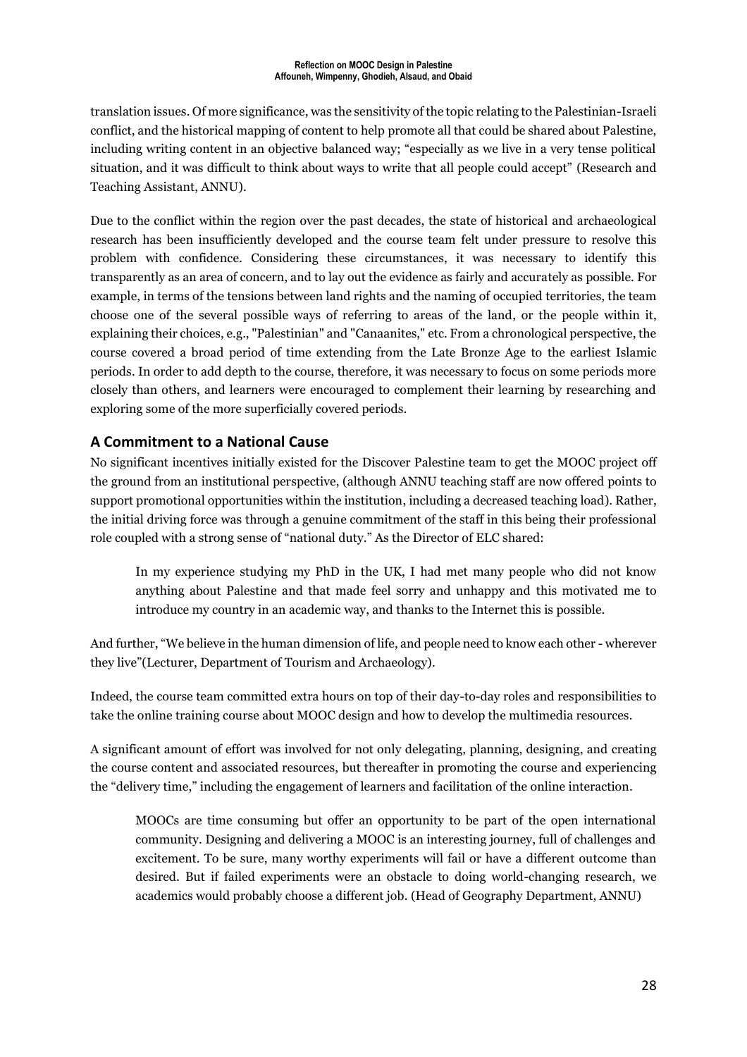translation issues. Of more significance, was the sensitivity of the topic relating to the Palestinian-Israeli conflict, and the historical mapping of content to help promote all that could be shared about Palestine, including writing content in an objective balanced way; "especially as we live in a very tense political situation, and it was difficult to think about ways to write that all people could accept" (Research and Teaching Assistant, ANNU).

Due to the conflict within the region over the past decades, the state of historical and archaeological research has been insufficiently developed and the course team felt under pressure to resolve this problem with confidence. Considering these circumstances, it was necessary to identify this transparently as an area of concern, and to lay out the evidence as fairly and accurately as possible. For example, in terms of the tensions between land rights and the naming of occupied territories, the team choose one of the several possible ways of referring to areas of the land, or the people within it, explaining their choices, e.g., "Palestinian" and "Canaanites," etc. From a chronological perspective, the course covered a broad period of time extending from the Late Bronze Age to the earliest Islamic periods. In order to add depth to the course, therefore, it was necessary to focus on some periods more closely than others, and learners were encouraged to complement their learning by researching and exploring some of the more superficially covered periods.

## A Commitment to a National Cause

No significant incentives initially existed for the Discover Palestine team to get the MOOC project off the ground from an institutional perspective, (although ANNU teaching staff are now offered points to support promotional opportunities within the institution, including a decreased teaching load). Rather, the initial driving force was through a genuine commitment of the staff in this being their professional role coupled with a strong sense of "national duty." As the Director of ELC shared:

> In my experience studying my PhD in the UK, I had met many people who did not know anything about Palestine and that made feel sorry and unhappy and this motivated me to introduce my country in an academic way, and thanks to the Internet this is possible.

And further, "We believe in the human dimension of life, and people need to know each other - wherever they live"(Lecturer, Department of Tourism and Archaeology).

Indeed, the course team committed extra hours on top of their day-to-day roles and responsibilities to take the online training course about MOOC design and how to develop the multimedia resources.

A significant amount of effort was involved for not only delegating, planning, designing, and creating the course content and associated resources, but thereafter in promoting the course and experiencing the "delivery time," including the engagement of learners and facilitation of the online interaction.

> MOOCs are time consuming but offer an opportunity to be part of the open international community. Designing and delivering a MOOC is an interesting journey, full of challenges and excitement. To be sure, many worthy experiments will fail or have a different outcome than desired. But if failed experiments were an obstacle to doing world-changing research, we academics would probably choose a different job. (Head of Geography Department, ANNU)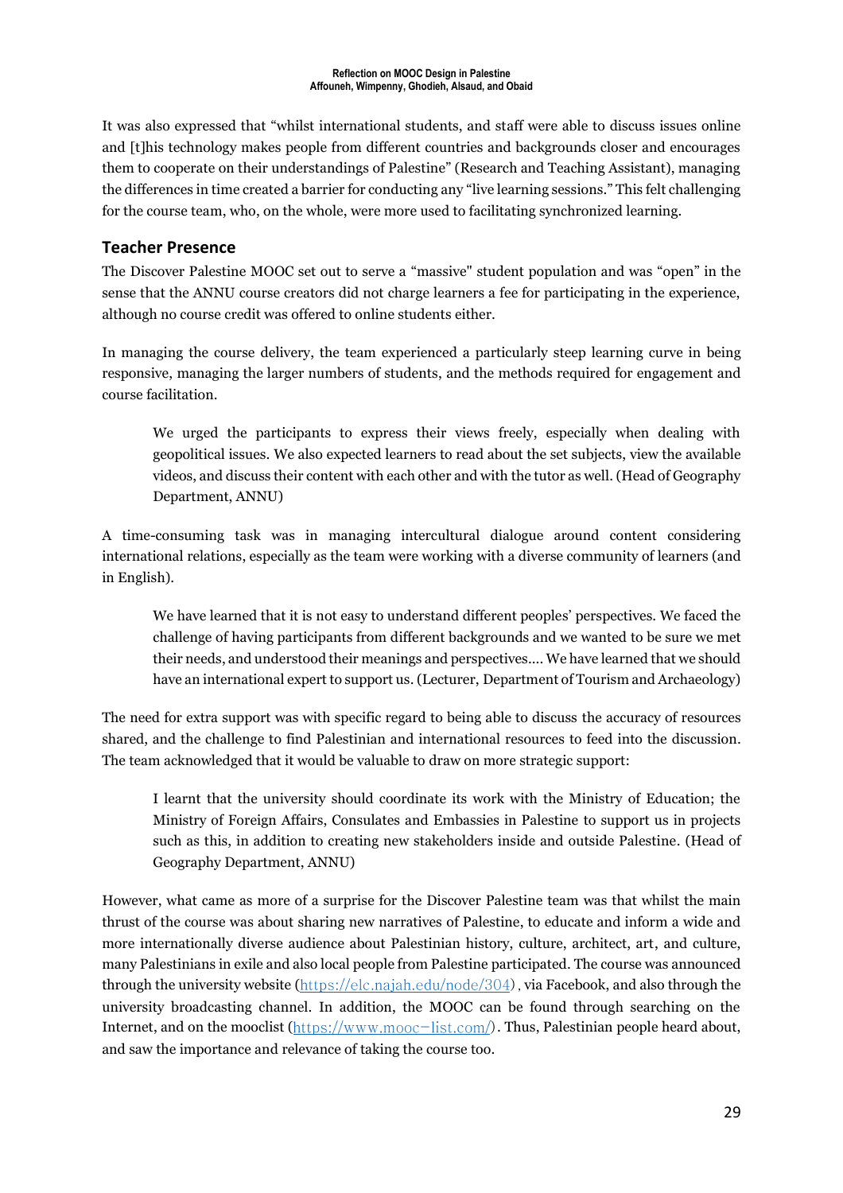It was also expressed that "whilst international students, and staff were able to discuss issues online and [t]his technology makes people from different countries and backgrounds closer and encourages them to cooperate on their understandings of Palestine" (Research and Teaching Assistant), managing the differences in time created a barrier for conducting any "live learning sessions." This felt challenging for the course team, who, on the whole, were more used to facilitating synchronized learning.

## Teacher Presence

The Discover Palestine MOOC set out to serve a "massive" student population and was "open" in the sense that the ANNU course creators did not charge learners a fee for participating in the experience, although no course credit was offered to online students either.

In managing the course delivery, the team experienced a particularly steep learning curve in being responsive, managing the larger numbers of students, and the methods required for engagement and course facilitation.

> We urged the participants to express their views freely, especially when dealing with geopolitical issues. We also expected learners to read about the set subjects, view the available videos, and discuss their content with each other and with the tutor as well. (Head of Geography Department, ANNU)

A time-consuming task was in managing intercultural dialogue around content considering international relations, especially as the team were working with a diverse community of learners (and in English).

> We have learned that it is not easy to understand different peoples' perspectives. We faced the challenge of having participants from different backgrounds and we wanted to be sure we met their needs, and understood their meanings and perspectives.... We have learned that we should have an international expert to support us. (Lecturer, Department of Tourism and Archaeology)

The need for extra support was with specific regard to being able to discuss the accuracy of resources shared, and the challenge to find Palestinian and international resources to feed into the discussion. The team acknowledged that it would be valuable to draw on more strategic support:

> I learnt that the university should coordinate its work with the Ministry of Education; the Ministry of Foreign Affairs, Consulates and Embassies in Palestine to support us in projects such as this, in addition to creating new stakeholders inside and outside Palestine. (Head of Geography Department, ANNU)

However, what came as more of a surprise for the Discover Palestine team was that whilst the main thrust of the course was about sharing new narratives of Palestine, to educate and inform a wide and more internationally diverse audience about Palestinian history, culture, architect, art, and culture, many Palestinians in exile and also local people from Palestine participated. The course was announced through the university website (https://elc.najah.edu/node/304), via Facebook, and also through the university broadcasting channel. In addition, the MOOC can be found through searching on the Internet, and on the mooclist (https://www.mooc-list.com/). Thus, Palestinian people heard about, and saw the importance and relevance of taking the course too.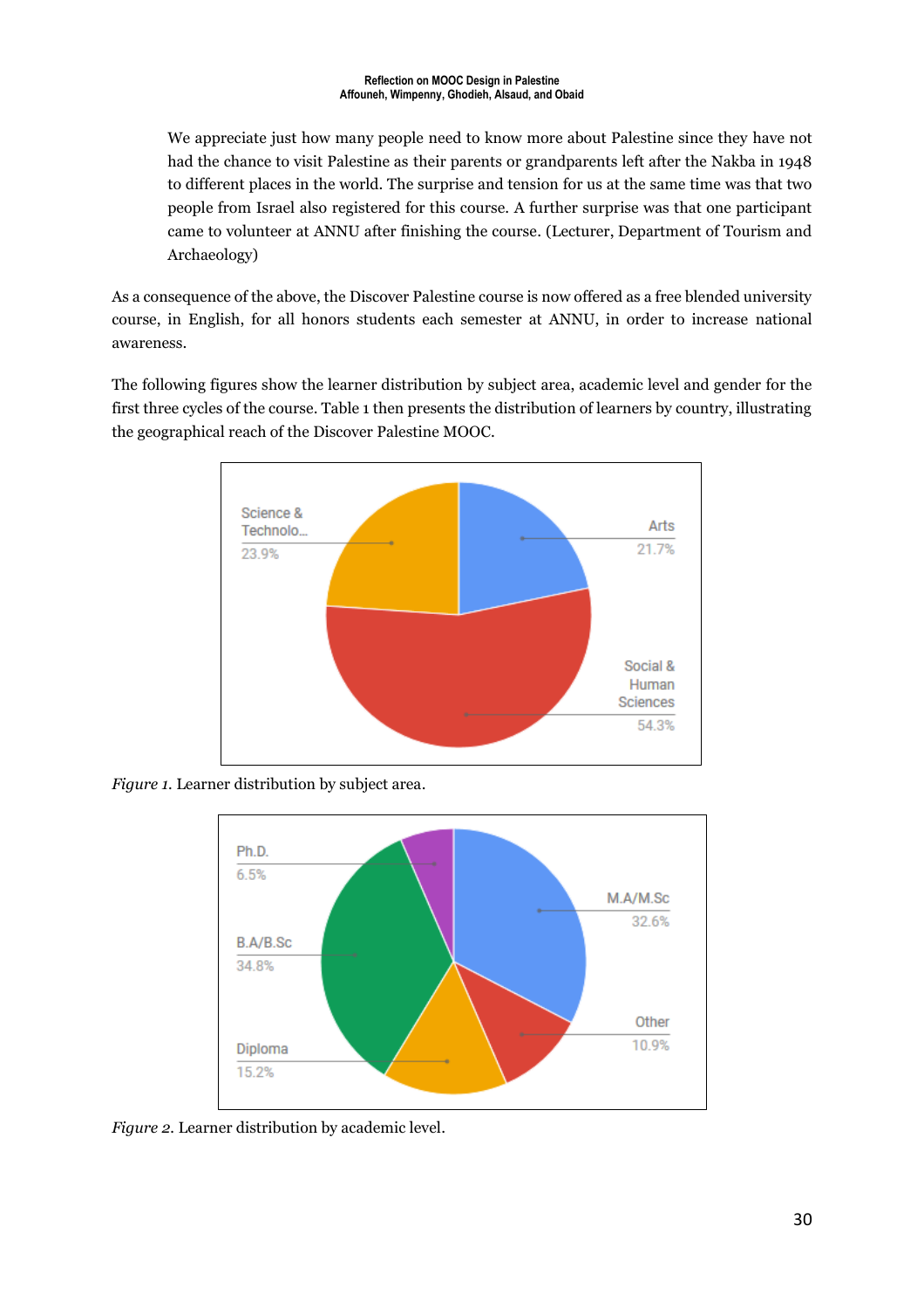> We appreciate just how many people need to know more about Palestine since they have not had the chance to visit Palestine as their parents or grandparents left after the Nakba in 1948 to different places in the world. The surprise and tension for us at the same time was that two people from Israel also registered for this course. A further surprise was that one participant came to volunteer at ANNU after finishing the course. (Lecturer, Department of Tourism and Archaeology)

As a consequence of the above, the Discover Palestine course is now offered as a free blended university course, in English, for all honors students each semester at ANNU, in order to increase national awareness.

The following figures show the learner distribution by subject area, academic level and gender for the first three cycles of the course. Table 1 then presents the distribution of learners by country, illustrating the geographical reach of the Discover Palestine MOOC.

*Figure 1.* Learner distribution by subject area.

*Figure 2.* Learner distribution by academic level.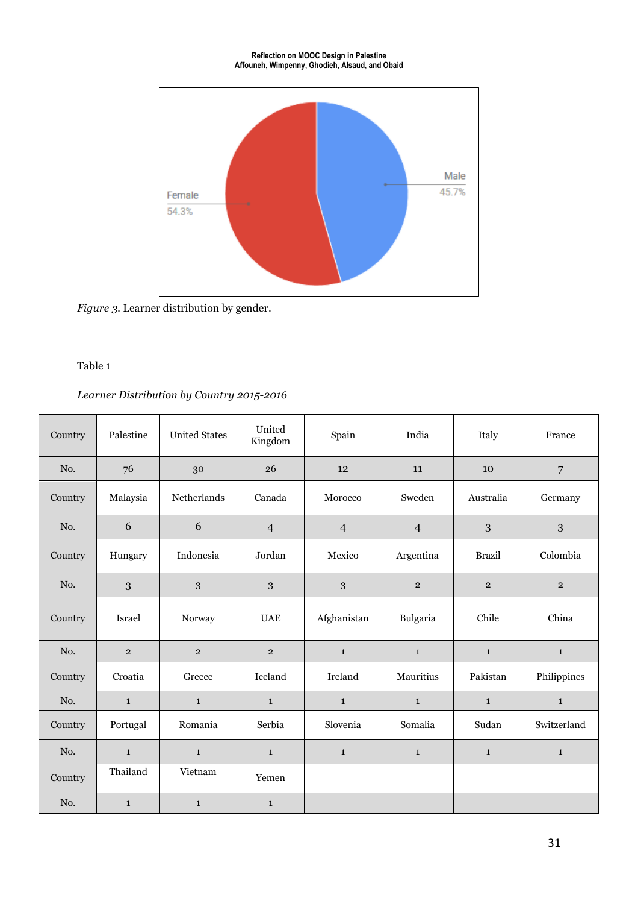Female
54.3%

Male
45.7%

*Figure 3*. Learner distribution by gender.

Table 1

*Learner Distribution by Country 2015-2016*

| Country | Palestine | United States | United Kingdom | Spain | India | Italy | France |
|---|---|---|---|---|---|---|---|
| No. | 76 | 30 | 26 | 12 | 11 | 10 | 7 |
| Country | Malaysia | Netherlands | Canada | Morocco | Sweden | Australia | Germany |
| No. | 6 | 6 | 4 | 4 | 4 | 3 | 3 |
| Country | Hungary | Indonesia | Jordan | Mexico | Argentina | Brazil | Colombia |
| No. | 3 | 3 | 3 | 3 | 2 | 2 | 2 |
| Country | Israel | Norway | UAE | Afghanistan | Bulgaria | Chile | China |
| No. | 2 | 2 | 2 | 1 | 1 | 1 | 1 |
| Country | Croatia | Greece | Iceland | Ireland | Mauritius | Pakistan | Philippines |
| No. | 1 | 1 | 1 | 1 | 1 | 1 | 1 |
| Country | Portugal | Romania | Serbia | Slovenia | Somalia | Sudan | Switzerland |
| No. | 1 | 1 | 1 | 1 | 1 | 1 | 1 |
| Country | Thailand | Vietnam | Yemen | | | | |
| No. | 1 | 1 | 1 | | | | |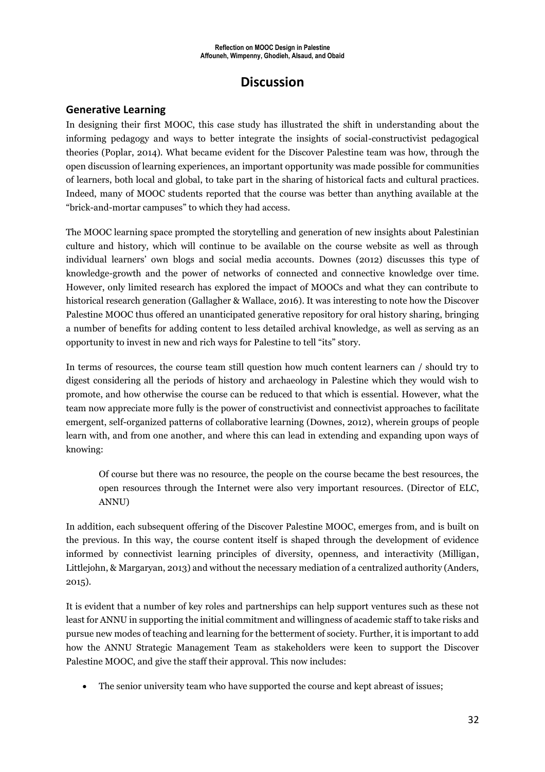# Discussion

## Generative Learning

In designing their first MOOC, this case study has illustrated the shift in understanding about the informing pedagogy and ways to better integrate the insights of social-constructivist pedagogical theories (Poplar, 2014). What became evident for the Discover Palestine team was how, through the open discussion of learning experiences, an important opportunity was made possible for communities of learners, both local and global, to take part in the sharing of historical facts and cultural practices. Indeed, many of MOOC students reported that the course was better than anything available at the "brick-and-mortar campuses" to which they had access.

The MOOC learning space prompted the storytelling and generation of new insights about Palestinian culture and history, which will continue to be available on the course website as well as through individual learners' own blogs and social media accounts. Downes (2012) discusses this type of knowledge-growth and the power of networks of connected and connective knowledge over time. However, only limited research has explored the impact of MOOCs and what they can contribute to historical research generation (Gallagher & Wallace, 2016). It was interesting to note how the Discover Palestine MOOC thus offered an unanticipated generative repository for oral history sharing, bringing a number of benefits for adding content to less detailed archival knowledge, as well as serving as an opportunity to invest in new and rich ways for Palestine to tell "its" story.

In terms of resources, the course team still question how much content learners can / should try to digest considering all the periods of history and archaeology in Palestine which they would wish to promote, and how otherwise the course can be reduced to that which is essential. However, what the team now appreciate more fully is the power of constructivist and connectivist approaches to facilitate emergent, self-organized patterns of collaborative learning (Downes, 2012), wherein groups of people learn with, and from one another, and where this can lead in extending and expanding upon ways of knowing:

> Of course but there was no resource, the people on the course became the best resources, the open resources through the Internet were also very important resources. (Director of ELC, ANNU)

In addition, each subsequent offering of the Discover Palestine MOOC, emerges from, and is built on the previous. In this way, the course content itself is shaped through the development of evidence informed by connectivist learning principles of diversity, openness, and interactivity (Milligan, Littlejohn, & Margaryan, 2013) and without the necessary mediation of a centralized authority (Anders, 2015).

It is evident that a number of key roles and partnerships can help support ventures such as these not least for ANNU in supporting the initial commitment and willingness of academic staff to take risks and pursue new modes of teaching and learning for the betterment of society. Further, it is important to add how the ANNU Strategic Management Team as stakeholders were keen to support the Discover Palestine MOOC, and give the staff their approval. This now includes:

- The senior university team who have supported the course and kept abreast of issues;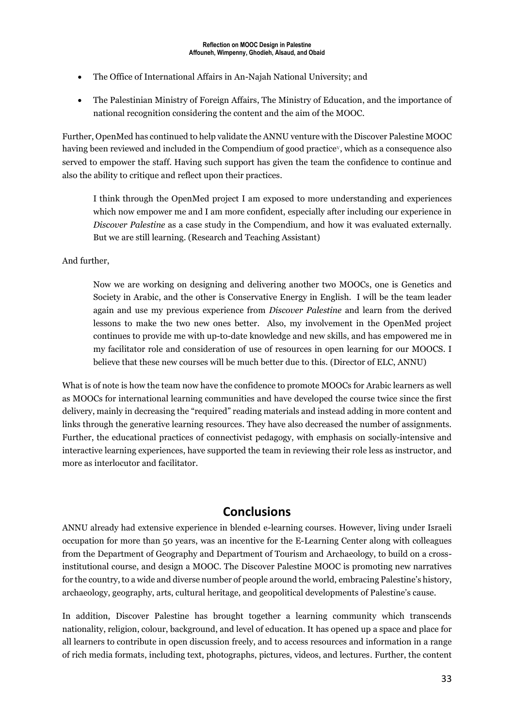- The Office of International Affairs in An-Najah National University; and
- The Palestinian Ministry of Foreign Affairs, The Ministry of Education, and the importance of national recognition considering the content and the aim of the MOOC.

Further, OpenMed has continued to help validate the ANNU venture with the Discover Palestine MOOC having been reviewed and included in the Compendium of good practice[v], which as a consequence also served to empower the staff. Having such support has given the team the confidence to continue and also the ability to critique and reflect upon their practices.

> I think through the OpenMed project I am exposed to more understanding and experiences which now empower me and I am more confident, especially after including our experience in *Discover Palestine* as a case study in the Compendium, and how it was evaluated externally. But we are still learning. (Research and Teaching Assistant)

And further,

> Now we are working on designing and delivering another two MOOCs, one is Genetics and Society in Arabic, and the other is Conservative Energy in English. I will be the team leader again and use my previous experience from *Discover Palestine* and learn from the derived lessons to make the two new ones better. Also, my involvement in the OpenMed project continues to provide me with up-to-date knowledge and new skills, and has empowered me in my facilitator role and consideration of use of resources in open learning for our MOOCS. I believe that these new courses will be much better due to this. (Director of ELC, ANNU)

What is of note is how the team now have the confidence to promote MOOCs for Arabic learners as well as MOOCs for international learning communities and have developed the course twice since the first delivery, mainly in decreasing the "required" reading materials and instead adding in more content and links through the generative learning resources. They have also decreased the number of assignments. Further, the educational practices of connectivist pedagogy, with emphasis on socially-intensive and interactive learning experiences, have supported the team in reviewing their role less as instructor, and more as interlocutor and facilitator.

## Conclusions

ANNU already had extensive experience in blended e-learning courses. However, living under Israeli occupation for more than 50 years, was an incentive for the E-Learning Center along with colleagues from the Department of Geography and Department of Tourism and Archaeology, to build on a cross-institutional course, and design a MOOC. The Discover Palestine MOOC is promoting new narratives for the country, to a wide and diverse number of people around the world, embracing Palestine's history, archaeology, geography, arts, cultural heritage, and geopolitical developments of Palestine's cause.

In addition, Discover Palestine has brought together a learning community which transcends nationality, religion, colour, background, and level of education. It has opened up a space and place for all learners to contribute in open discussion freely, and to access resources and information in a range of rich media formats, including text, photographs, pictures, videos, and lectures. Further, the content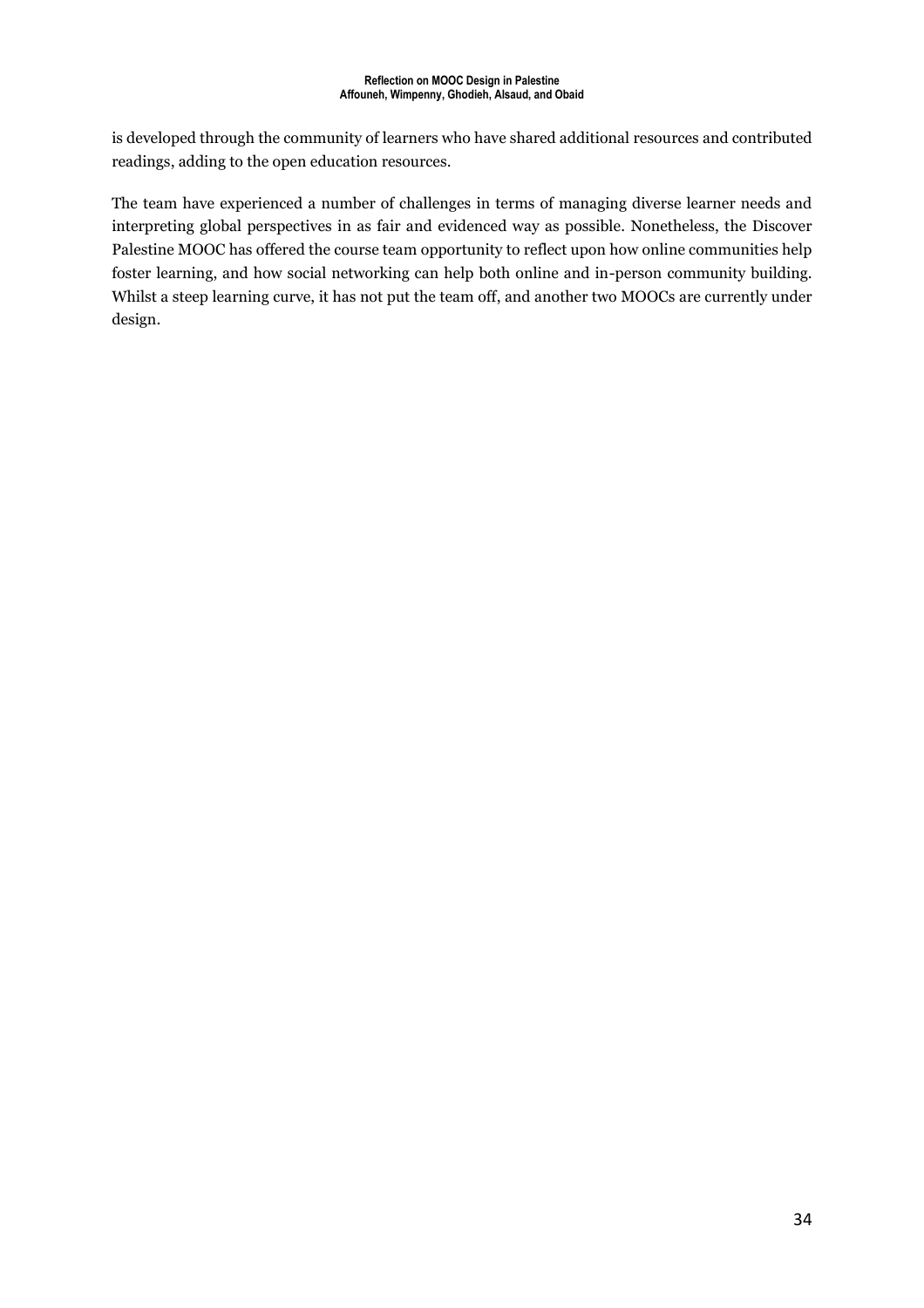is developed through the community of learners who have shared additional resources and contributed readings, adding to the open education resources.

The team have experienced a number of challenges in terms of managing diverse learner needs and interpreting global perspectives in as fair and evidenced way as possible. Nonetheless, the Discover Palestine MOOC has offered the course team opportunity to reflect upon how online communities help foster learning, and how social networking can help both online and in-person community building. Whilst a steep learning curve, it has not put the team off, and another two MOOCs are currently under design.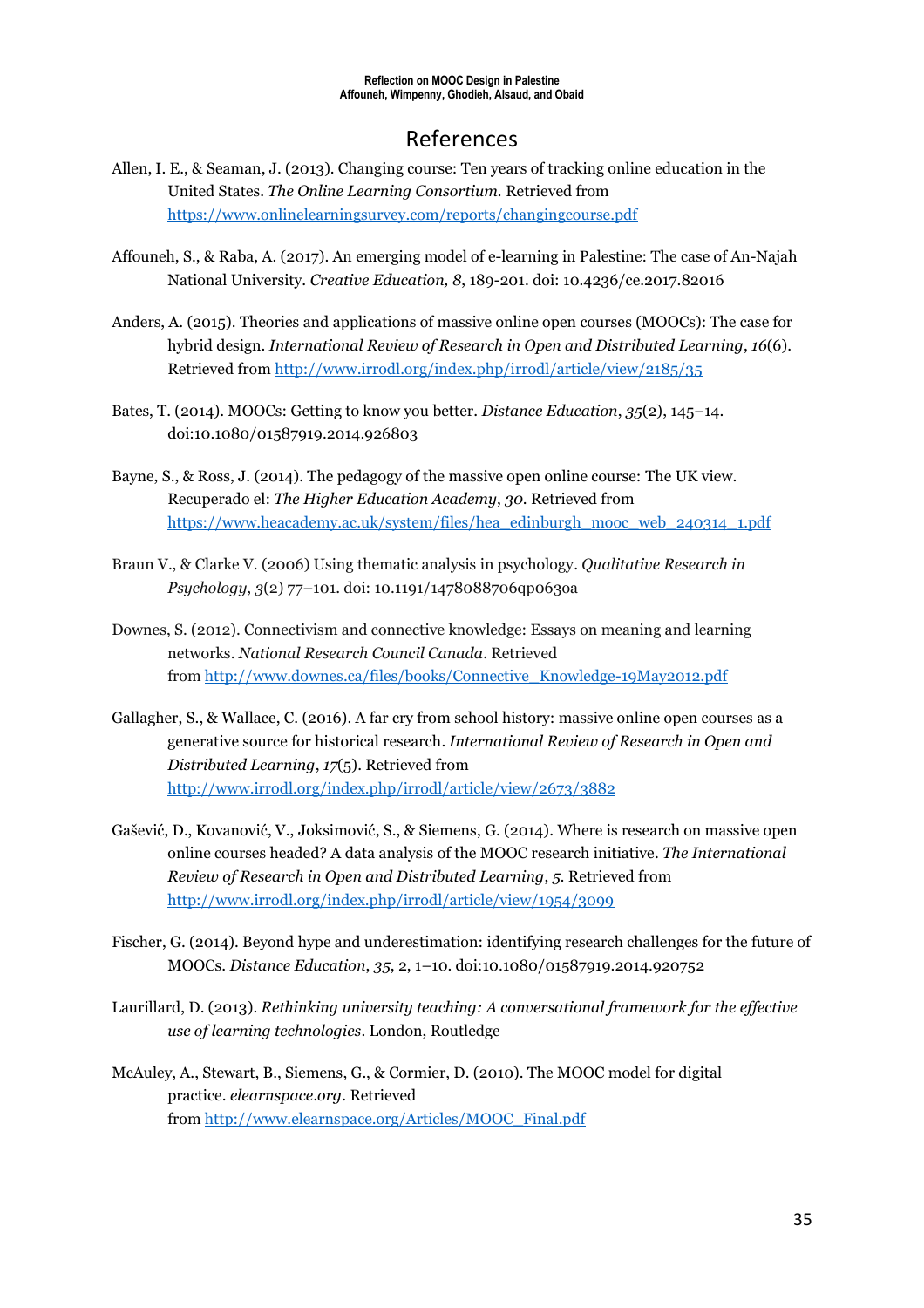# References

Allen, I. E., & Seaman, J. (2013). Changing course: Ten years of tracking online education in the United States. *The Online Learning Consortium.* Retrieved from https://www.onlinelearningsurvey.com/reports/changingcourse.pdf

Affouneh, S., & Raba, A. (2017). An emerging model of e-learning in Palestine: The case of An-Najah National University. *Creative Education, 8*, 189-201. doi: 10.4236/ce.2017.82016

Anders, A. (2015). Theories and applications of massive online open courses (MOOCs): The case for hybrid design. *International Review of Research in Open and Distributed Learning*, *16*(6). Retrieved from http://www.irrodl.org/index.php/irrodl/article/view/2185/35

Bates, T. (2014). MOOCs: Getting to know you better. *Distance Education*, *35*(2), 145–14. doi:10.1080/01587919.2014.926803

Bayne, S., & Ross, J. (2014). The pedagogy of the massive open online course: The UK view. Recuperado el: *The Higher Education Academy*, *30*. Retrieved from https://www.heacademy.ac.uk/system/files/hea_edinburgh_mooc_web_240314_1.pdf

Braun V., & Clarke V. (2006) Using thematic analysis in psychology. *Qualitative Research in Psychology*, *3*(2) 77–101. doi: 10.1191/1478088706qp063oa

Downes, S. (2012). Connectivism and connective knowledge: Essays on meaning and learning networks. *National Research Council Canada*. Retrieved from http://www.downes.ca/files/books/Connective_Knowledge-19May2012.pdf

Gallagher, S., & Wallace, C. (2016). A far cry from school history: massive online open courses as a generative source for historical research. *International Review of Research in Open and Distributed Learning*, *17*(5). Retrieved from http://www.irrodl.org/index.php/irrodl/article/view/2673/3882

Gašević, D., Kovanović, V., Joksimović, S., & Siemens, G. (2014). Where is research on massive open online courses headed? A data analysis of the MOOC research initiative. *The International Review of Research in Open and Distributed Learning*, *5*. Retrieved from http://www.irrodl.org/index.php/irrodl/article/view/1954/3099

Fischer, G. (2014). Beyond hype and underestimation: identifying research challenges for the future of MOOCs. *Distance Education*, *35*, 2, 1–10. doi:10.1080/01587919.2014.920752

Laurillard, D. (2013). *Rethinking university teaching: A conversational framework for the effective use of learning technologies*. London, Routledge

McAuley, A., Stewart, B., Siemens, G., & Cormier, D. (2010). The MOOC model for digital practice. *elearnspace.org*. Retrieved from http://www.elearnspace.org/Articles/MOOC_Final.pdf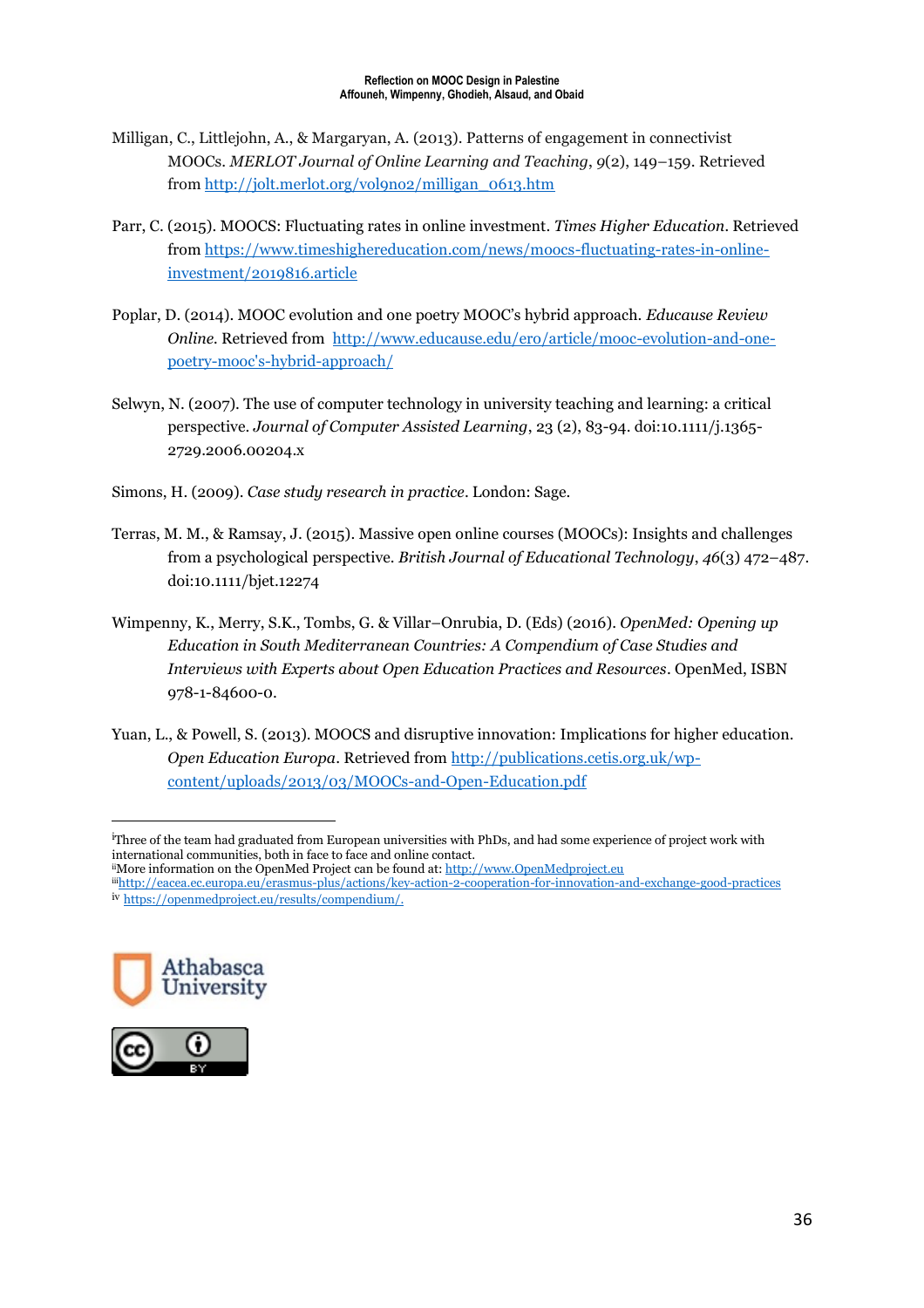Milligan, C., Littlejohn, A., & Margaryan, A. (2013). Patterns of engagement in connectivist MOOCs. *MERLOT Journal of Online Learning and Teaching*, *9*(2), 149–159. Retrieved from http://jolt.merlot.org/vol9no2/milligan_0613.htm

Parr, C. (2015). MOOCS: Fluctuating rates in online investment. *Times Higher Education*. Retrieved from https://www.timeshighereducation.com/news/moocs-fluctuating-rates-in-online-investment/2019816.article

Poplar, D. (2014). MOOC evolution and one poetry MOOC's hybrid approach. *Educause Review Online*. Retrieved from http://www.educause.edu/ero/article/mooc-evolution-and-one-poetry-mooc's-hybrid-approach/

Selwyn, N. (2007). The use of computer technology in university teaching and learning: a critical perspective. *Journal of Computer Assisted Learning*, 23 (2), 83-94. doi:10.1111/j.1365-2729.2006.00204.x

Simons, H. (2009). *Case study research in practice*. London: Sage.

Terras, M. M., & Ramsay, J. (2015). Massive open online courses (MOOCs): Insights and challenges from a psychological perspective. *British Journal of Educational Technology*, *46*(3) 472–487. doi:10.1111/bjet.12274

Wimpenny, K., Merry, S.K., Tombs, G. & Villar–Onrubia, D. (Eds) (2016). *OpenMed: Opening up Education in South Mediterranean Countries: A Compendium of Case Studies and Interviews with Experts about Open Education Practices and Resources*. OpenMed, ISBN 978-1-84600-0.

Yuan, L., & Powell, S. (2013). MOOCS and disruptive innovation: Implications for higher education. *Open Education Europa*. Retrieved from http://publications.cetis.org.uk/wp-content/uploads/2013/03/MOOCs-and-Open-Education.pdf

---

[i] Three of the team had graduated from European universities with PhDs, and had some experience of project work with international communities, both in face to face and online contact.
[ii] More information on the OpenMed Project can be found at: http://www.OpenMedproject.eu
[iii] http://eacea.ec.europa.eu/erasmus-plus/actions/key-action-2-cooperation-for-innovation-and-exchange-good-practices
[iv] https://openmedproject.eu/results/compendium/.